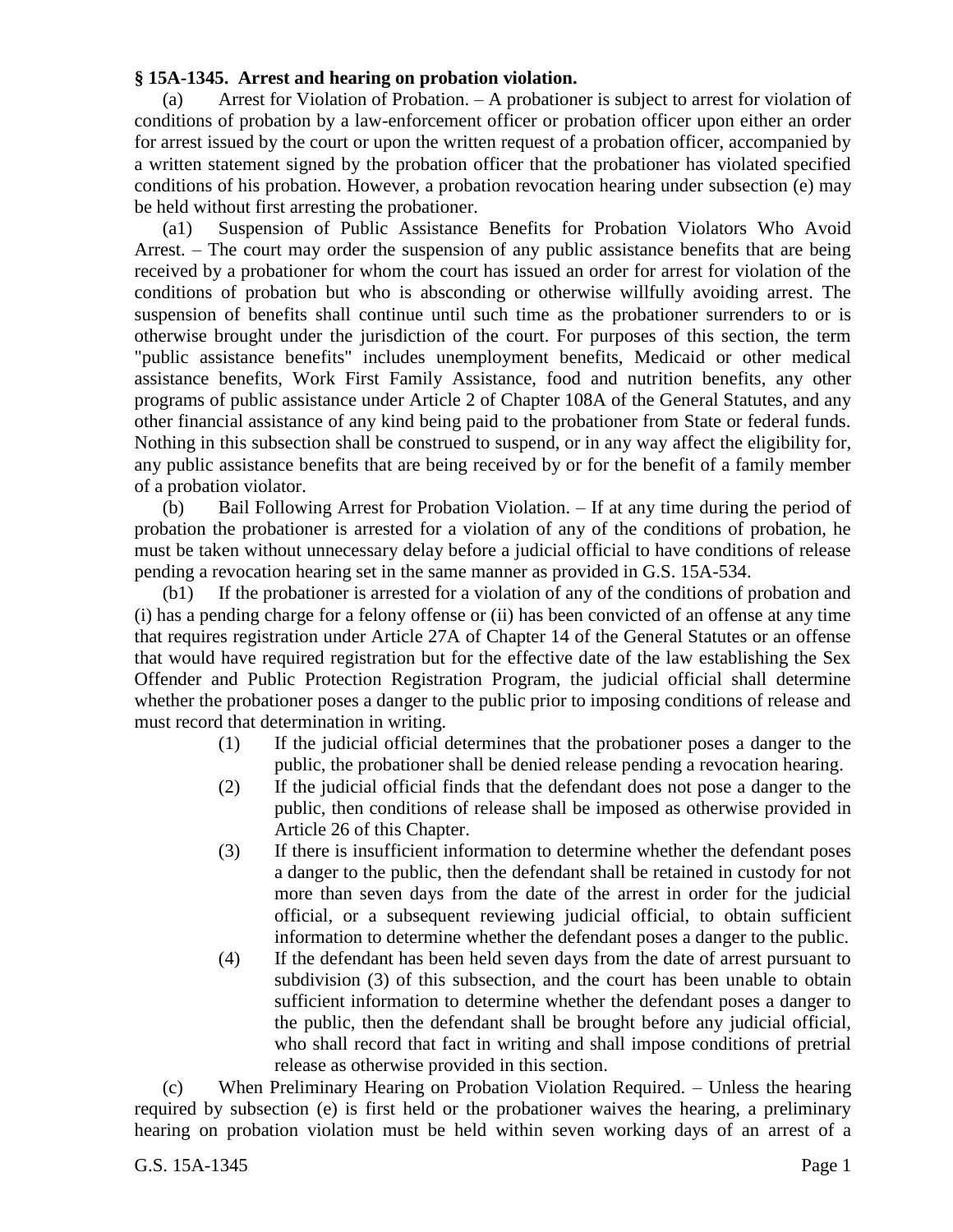**§ 15A-1345. Arrest and hearing on probation violation.**

(a) Arrest for Violation of Probation. – A probationer is subject to arrest for violation of conditions of probation by a law-enforcement officer or probation officer upon either an order for arrest issued by the court or upon the written request of a probation officer, accompanied by a written statement signed by the probation officer that the probationer has violated specified conditions of his probation. However, a probation revocation hearing under subsection (e) may be held without first arresting the probationer.

(a1) Suspension of Public Assistance Benefits for Probation Violators Who Avoid Arrest. – The court may order the suspension of any public assistance benefits that are being received by a probationer for whom the court has issued an order for arrest for violation of the conditions of probation but who is absconding or otherwise willfully avoiding arrest. The suspension of benefits shall continue until such time as the probationer surrenders to or is otherwise brought under the jurisdiction of the court. For purposes of this section, the term "public assistance benefits" includes unemployment benefits, Medicaid or other medical assistance benefits, Work First Family Assistance, food and nutrition benefits, any other programs of public assistance under Article 2 of Chapter 108A of the General Statutes, and any other financial assistance of any kind being paid to the probationer from State or federal funds. Nothing in this subsection shall be construed to suspend, or in any way affect the eligibility for, any public assistance benefits that are being received by or for the benefit of a family member of a probation violator.

(b) Bail Following Arrest for Probation Violation. – If at any time during the period of probation the probationer is arrested for a violation of any of the conditions of probation, he must be taken without unnecessary delay before a judicial official to have conditions of release pending a revocation hearing set in the same manner as provided in G.S. 15A-534.

(b1) If the probationer is arrested for a violation of any of the conditions of probation and (i) has a pending charge for a felony offense or (ii) has been convicted of an offense at any time that requires registration under Article 27A of Chapter 14 of the General Statutes or an offense that would have required registration but for the effective date of the law establishing the Sex Offender and Public Protection Registration Program, the judicial official shall determine whether the probationer poses a danger to the public prior to imposing conditions of release and must record that determination in writing.

(1) If the judicial official determines that the probationer poses a danger to the public, the probationer shall be denied release pending a revocation hearing.

(2) If the judicial official finds that the defendant does not pose a danger to the public, then conditions of release shall be imposed as otherwise provided in Article 26 of this Chapter.

(3) If there is insufficient information to determine whether the defendant poses a danger to the public, then the defendant shall be retained in custody for not more than seven days from the date of the arrest in order for the judicial official, or a subsequent reviewing judicial official, to obtain sufficient information to determine whether the defendant poses a danger to the public.

(4) If the defendant has been held seven days from the date of arrest pursuant to subdivision (3) of this subsection, and the court has been unable to obtain sufficient information to determine whether the defendant poses a danger to the public, then the defendant shall be brought before any judicial official, who shall record that fact in writing and shall impose conditions of pretrial release as otherwise provided in this section.

(c) When Preliminary Hearing on Probation Violation Required. – Unless the hearing required by subsection (e) is first held or the probationer waives the hearing, a preliminary hearing on probation violation must be held within seven working days of an arrest of a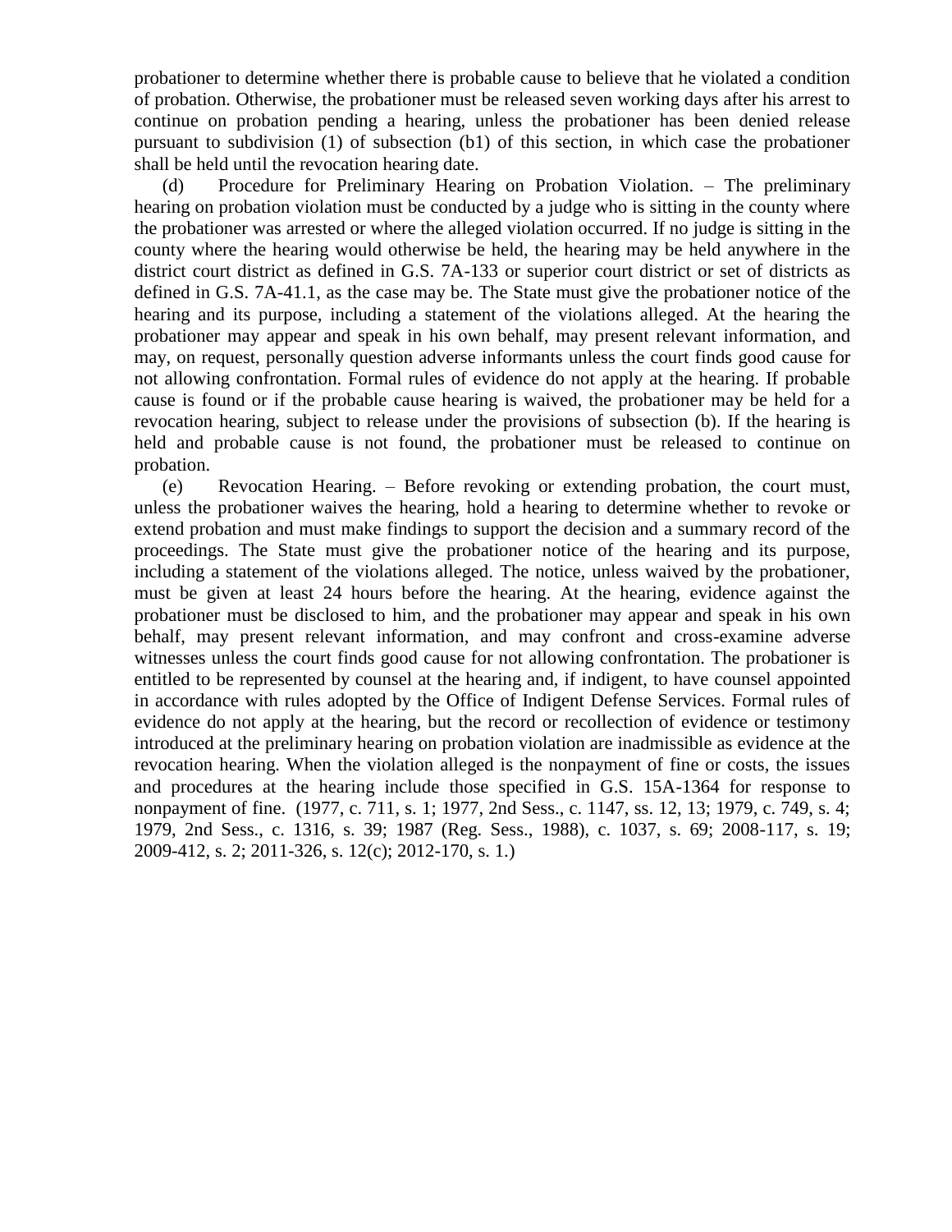probationer to determine whether there is probable cause to believe that he violated a condition of probation. Otherwise, the probationer must be released seven working days after his arrest to continue on probation pending a hearing, unless the probationer has been denied release pursuant to subdivision (1) of subsection (b1) of this section, in which case the probationer shall be held until the revocation hearing date.

(d) Procedure for Preliminary Hearing on Probation Violation. – The preliminary hearing on probation violation must be conducted by a judge who is sitting in the county where the probationer was arrested or where the alleged violation occurred. If no judge is sitting in the county where the hearing would otherwise be held, the hearing may be held anywhere in the district court district as defined in G.S. 7A-133 or superior court district or set of districts as defined in G.S. 7A-41.1, as the case may be. The State must give the probationer notice of the hearing and its purpose, including a statement of the violations alleged. At the hearing the probationer may appear and speak in his own behalf, may present relevant information, and may, on request, personally question adverse informants unless the court finds good cause for not allowing confrontation. Formal rules of evidence do not apply at the hearing. If probable cause is found or if the probable cause hearing is waived, the probationer may be held for a revocation hearing, subject to release under the provisions of subsection (b). If the hearing is held and probable cause is not found, the probationer must be released to continue on probation.

(e) Revocation Hearing. – Before revoking or extending probation, the court must, unless the probationer waives the hearing, hold a hearing to determine whether to revoke or extend probation and must make findings to support the decision and a summary record of the proceedings. The State must give the probationer notice of the hearing and its purpose, including a statement of the violations alleged. The notice, unless waived by the probationer, must be given at least 24 hours before the hearing. At the hearing, evidence against the probationer must be disclosed to him, and the probationer may appear and speak in his own behalf, may present relevant information, and may confront and cross-examine adverse witnesses unless the court finds good cause for not allowing confrontation. The probationer is entitled to be represented by counsel at the hearing and, if indigent, to have counsel appointed in accordance with rules adopted by the Office of Indigent Defense Services. Formal rules of evidence do not apply at the hearing, but the record or recollection of evidence or testimony introduced at the preliminary hearing on probation violation are inadmissible as evidence at the revocation hearing. When the violation alleged is the nonpayment of fine or costs, the issues and procedures at the hearing include those specified in G.S. 15A-1364 for response to nonpayment of fine. (1977, c. 711, s. 1; 1977, 2nd Sess., c. 1147, ss. 12, 13; 1979, c. 749, s. 4; 1979, 2nd Sess., c. 1316, s. 39; 1987 (Reg. Sess., 1988), c. 1037, s. 69; 2008-117, s. 19; 2009-412, s. 2; 2011-326, s. 12(c); 2012-170, s. 1.)